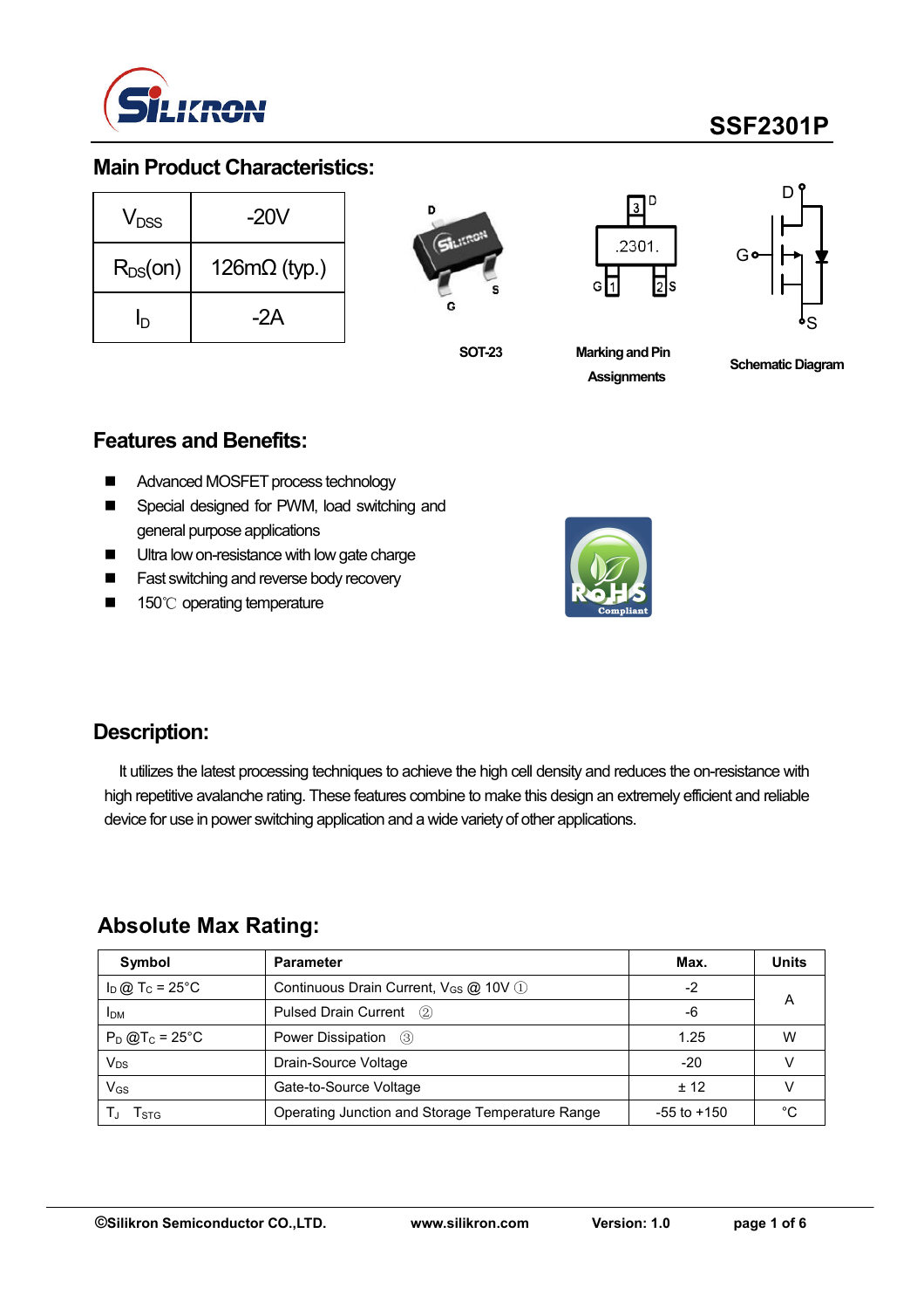# SSF2301P

## Main Product Characteristics:

| | |
|---|---|
| $V_{DSS}$ | -20V |
| $R_{DS}(on)$ | 126mΩ (typ.) |
| $I_D$ | -2A |

SOT-23

Marking and Pin Assignments

Schematic Diagram

## Features and Benefits:

- Advanced MOSFET process technology
- Special designed for PWM, load switching and general purpose applications
- Ultra low on-resistance with low gate charge
- Fast switching and reverse body recovery
- 150℃ operating temperature

## Description:

It utilizes the latest processing techniques to achieve the high cell density and reduces the on-resistance with high repetitive avalanche rating. These features combine to make this design an extremely efficient and reliable device for use in power switching application and a wide variety of other applications.

## Absolute Max Rating:

| Symbol | Parameter | Max. | Units |
|---|---|---|---|
| $I_D$ @ $T_C$ = 25°C | Continuous Drain Current, $V_{GS}$ @ 10V ① | -2 | A |
| $I_{DM}$ | Pulsed Drain Current ② | -6 | |
| $P_D$ @$T_C$ = 25°C | Power Dissipation ③ | 1.25 | W |
| $V_{DS}$ | Drain-Source Voltage | -20 | V |
| $V_{GS}$ | Gate-to-Source Voltage | ± 12 | V |
| $T_J$ $T_{STG}$ | Operating Junction and Storage Temperature Range | -55 to +150 | °C |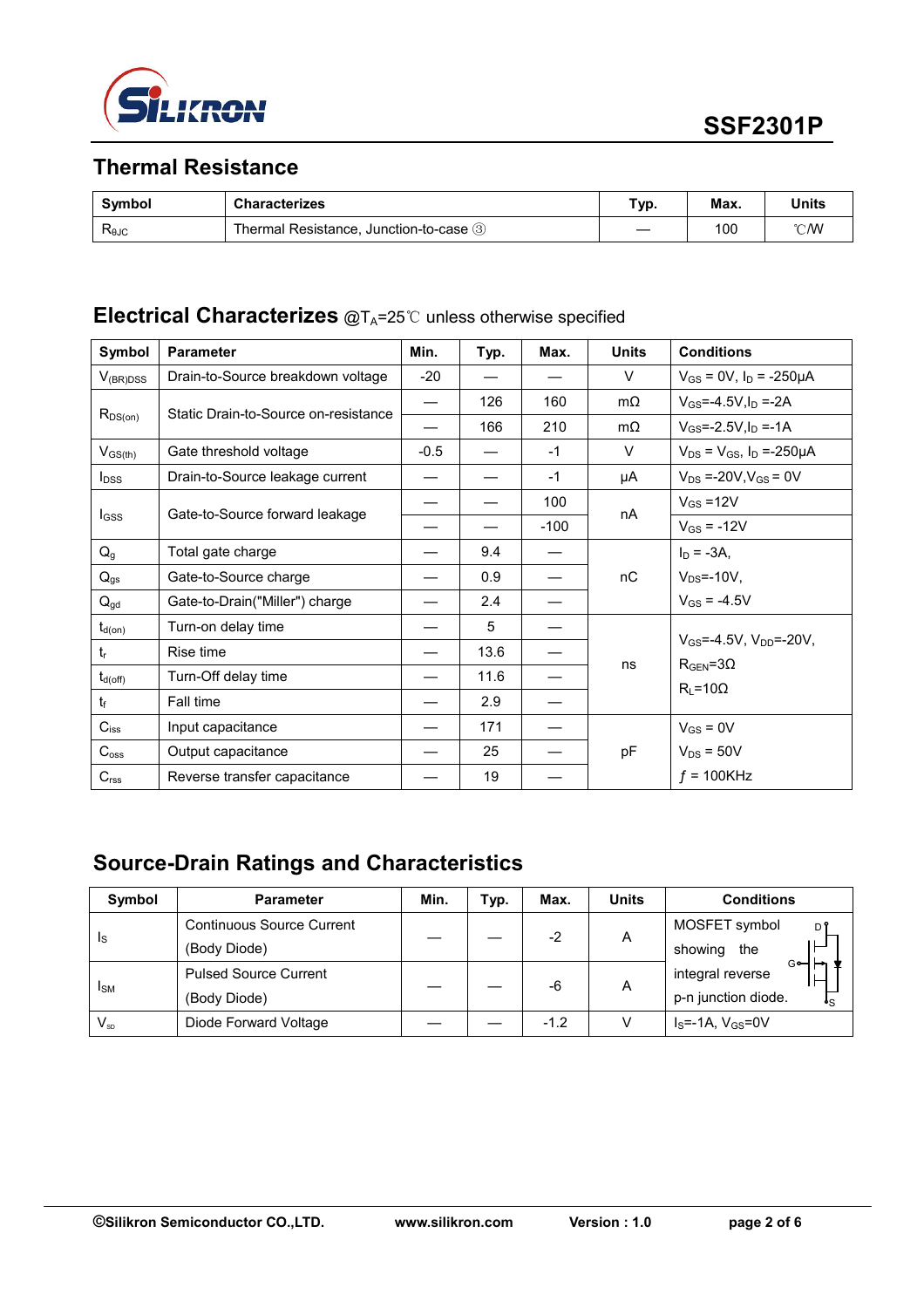SSF2301P

## Thermal Resistance

| Symbol | Characterizes | Typ. | Max. | Units |
|---|---|---|---|---|
| $R_{\theta JC}$ | Thermal Resistance, Junction-to-case ③ | — | 100 | ℃/W |

## Electrical Characterizes @$T_A$=25℃ unless otherwise specified

| Symbol | Parameter | Min. | Typ. | Max. | Units | Conditions |
|---|---|---|---|---|---|---|
| $V_{(BR)DSS}$ | Drain-to-Source breakdown voltage | -20 | — | — | V | $V_{GS}$ = 0V, $I_D$ = -250μA |
| $R_{DS(on)}$ | Static Drain-to-Source on-resistance | — | 126 | 160 | mΩ | $V_{GS}$=-4.5V,$I_D$ =-2A |
| | | — | 166 | 210 | mΩ | $V_{GS}$=-2.5V,$I_D$ =-1A |
| $V_{GS(th)}$ | Gate threshold voltage | -0.5 | — | -1 | V | $V_{DS}$ = $V_{GS}$, $I_D$ =-250μA |
| $I_{DSS}$ | Drain-to-Source leakage current | — | — | -1 | μA | $V_{DS}$ =-20V,$V_{GS}$ = 0V |
| $I_{GSS}$ | Gate-to-Source forward leakage | — | — | 100 | nA | $V_{GS}$ =12V |
| | | — | — | -100 | | $V_{GS}$ = -12V |
| $Q_g$ | Total gate charge | — | 9.4 | — | nC | $I_D$ = -3A, $V_{DS}$=-10V, $V_{GS}$ = -4.5V |
| $Q_{gs}$ | Gate-to-Source charge | — | 0.9 | — | | |
| $Q_{gd}$ | Gate-to-Drain("Miller") charge | — | 2.4 | — | | |
| $t_{d(on)}$ | Turn-on delay time | — | 5 | — | ns | $V_{GS}$=-4.5V, $V_{DD}$=-20V, $R_{GEN}$=3Ω, $R_L$=10Ω |
| $t_r$ | Rise time | — | 13.6 | — | | |
| $t_{d(off)}$ | Turn-Off delay time | — | 11.6 | — | | |
| $t_f$ | Fall time | — | 2.9 | — | | |
| $C_{iss}$ | Input capacitance | — | 171 | — | pF | $V_{GS}$ = 0V, $V_{DS}$ = 50V, $f$ = 100KHz |
| $C_{oss}$ | Output capacitance | — | 25 | — | | |
| $C_{rss}$ | Reverse transfer capacitance | — | 19 | — | | |

## Source-Drain Ratings and Characteristics

| Symbol | Parameter | Min. | Typ. | Max. | Units | Conditions |
|---|---|---|---|---|---|---|
| $I_S$ | Continuous Source Current (Body Diode) | — | — | -2 | A | MOSFET symbol showing the integral reverse p-n junction diode. |
| $I_{SM}$ | Pulsed Source Current (Body Diode) | — | — | -6 | A | |
| $V_{SD}$ | Diode Forward Voltage | — | — | -1.2 | V | $I_S$=-1A, $V_{GS}$=0V |

©Silikron Semiconductor CO.,LTD. www.silikron.com Version : 1.0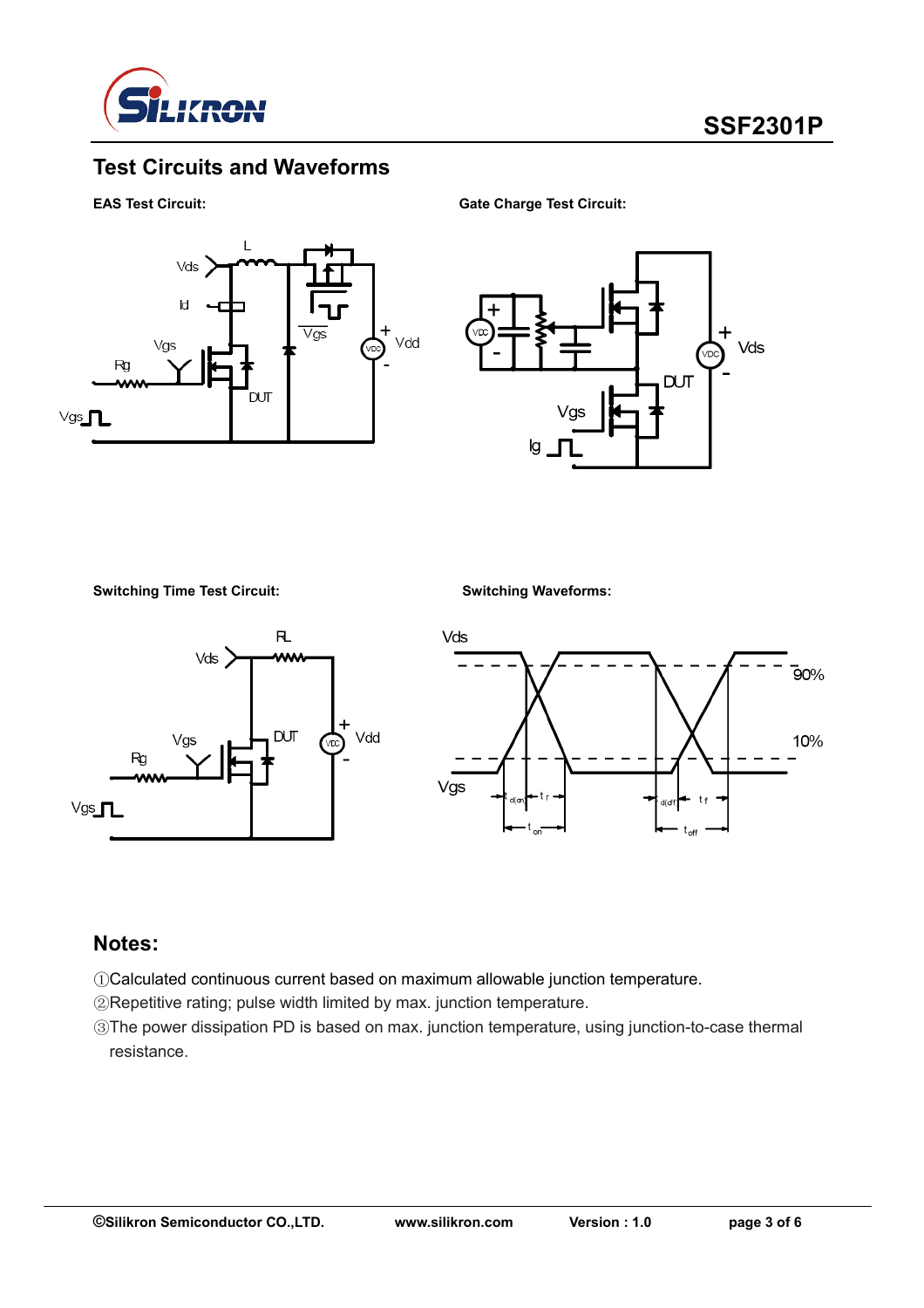## Test Circuits and Waveforms

**EAS Test Circuit:**

**Gate Charge Test Circuit:**

**Switching Time Test Circuit:**

**Switching Waveforms:**

## Notes:

①Calculated continuous current based on maximum allowable junction temperature.

②Repetitive rating; pulse width limited by max. junction temperature.

③The power dissipation PD is based on max. junction temperature, using junction-to-case thermal resistance.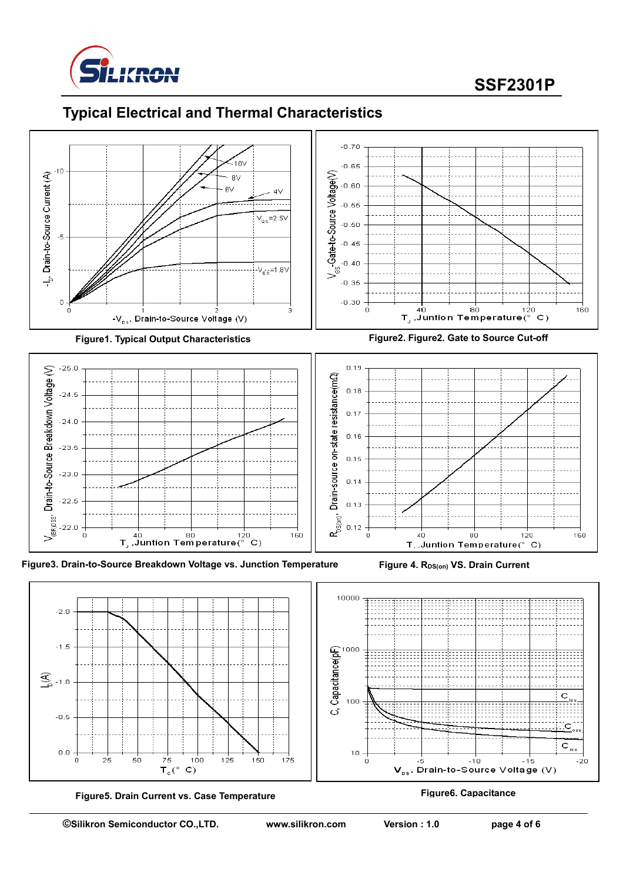## Typical Electrical and Thermal Characteristics

**Figure1. Typical Output Characteristics**

**Figure2. Figure2. Gate to Source Cut-off**

**Figure3. Drain-to-Source Breakdown Voltage vs. Junction Temperature**

**Figure 4. $R_{DS(on)}$ VS. Drain Current**

**Figure5. Drain Current vs. Case Temperature**

**Figure6. Capacitance**

©Silikron Semiconductor CO.,LTD. www.silikron.com Version : 1.0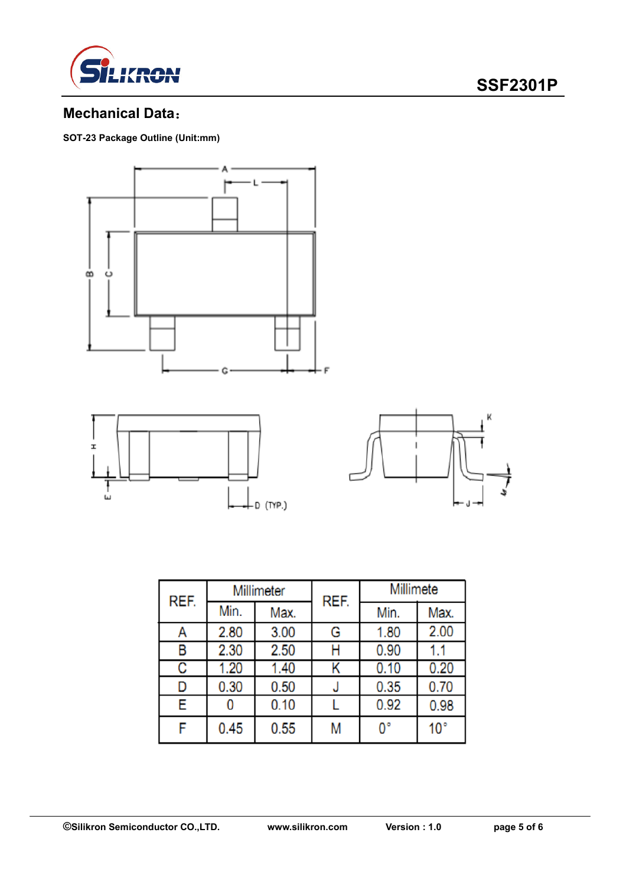## Mechanical Data：

**SOT-23 Package Outline (Unit:mm)**

| REF. | Millimeter | | REF. | Millimete | |
|---|---|---|---|---|---|
| | Min. | Max. | | Min. | Max. |
| A | 2.80 | 3.00 | G | 1.80 | 2.00 |
| B | 2.30 | 2.50 | H | 0.90 | 1.1 |
| C | 1.20 | 1.40 | K | 0.10 | 0.20 |
| D | 0.30 | 0.50 | J | 0.35 | 0.70 |
| E | 0 | 0.10 | L | 0.92 | 0.98 |
| F | 0.45 | 0.55 | M | 0° | 10° |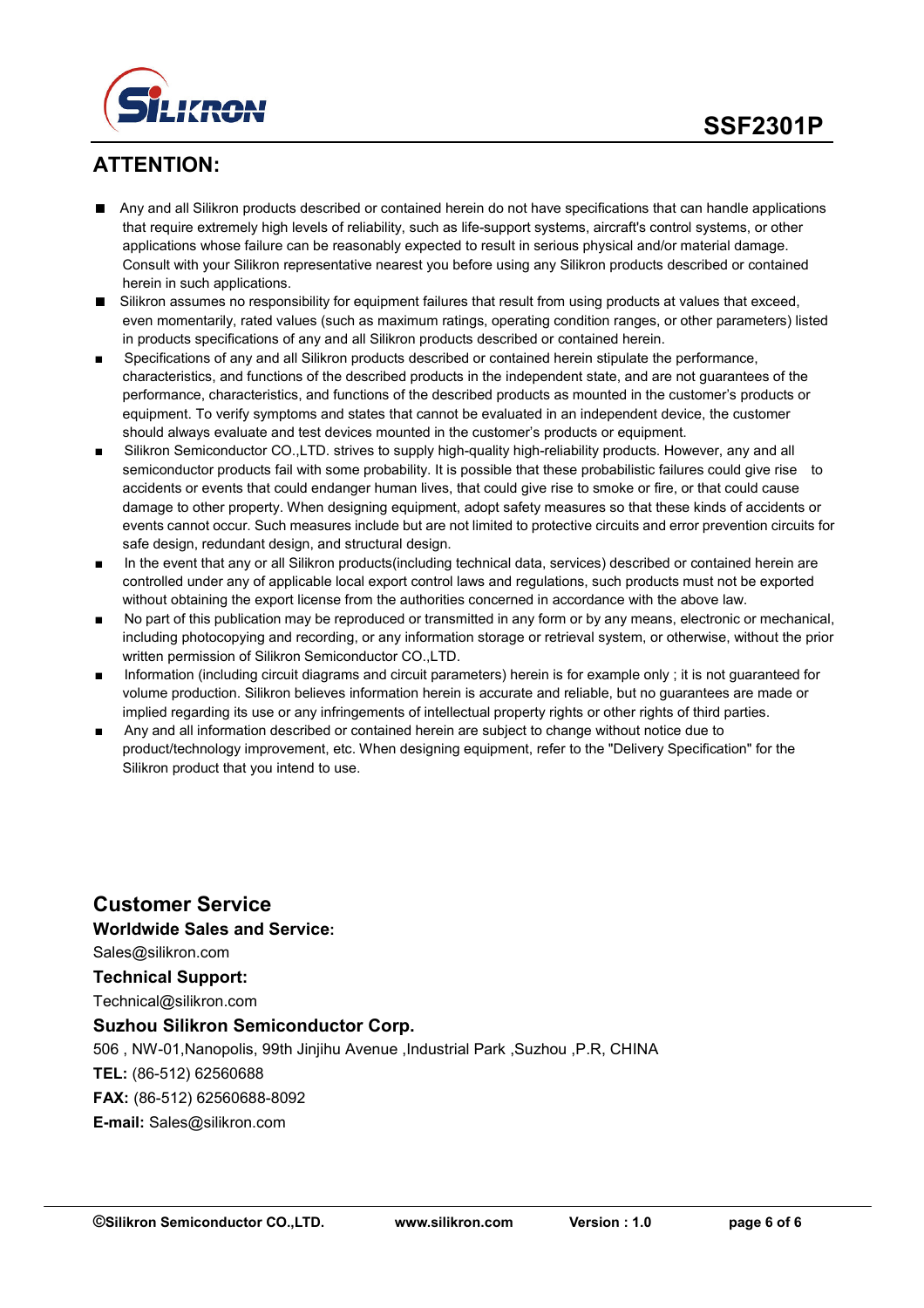## ATTENTION:

- Any and all Silikron products described or contained herein do not have specifications that can handle applications that require extremely high levels of reliability, such as life-support systems, aircraft's control systems, or other applications whose failure can be reasonably expected to result in serious physical and/or material damage. Consult with your Silikron representative nearest you before using any Silikron products described or contained herein in such applications.
- Silikron assumes no responsibility for equipment failures that result from using products at values that exceed, even momentarily, rated values (such as maximum ratings, operating condition ranges, or other parameters) listed in products specifications of any and all Silikron products described or contained herein.
- Specifications of any and all Silikron products described or contained herein stipulate the performance, characteristics, and functions of the described products in the independent state, and are not guarantees of the performance, characteristics, and functions of the described products as mounted in the customer's products or equipment. To verify symptoms and states that cannot be evaluated in an independent device, the customer should always evaluate and test devices mounted in the customer's products or equipment.
- Silikron Semiconductor CO.,LTD. strives to supply high-quality high-reliability products. However, any and all semiconductor products fail with some probability. It is possible that these probabilistic failures could give rise to accidents or events that could endanger human lives, that could give rise to smoke or fire, or that could cause damage to other property. When designing equipment, adopt safety measures so that these kinds of accidents or events cannot occur. Such measures include but are not limited to protective circuits and error prevention circuits for safe design, redundant design, and structural design.
- In the event that any or all Silikron products(including technical data, services) described or contained herein are controlled under any of applicable local export control laws and regulations, such products must not be exported without obtaining the export license from the authorities concerned in accordance with the above law.
- No part of this publication may be reproduced or transmitted in any form or by any means, electronic or mechanical, including photocopying and recording, or any information storage or retrieval system, or otherwise, without the prior written permission of Silikron Semiconductor CO.,LTD.
- Information (including circuit diagrams and circuit parameters) herein is for example only ; it is not guaranteed for volume production. Silikron believes information herein is accurate and reliable, but no guarantees are made or implied regarding its use or any infringements of intellectual property rights or other rights of third parties.
- Any and all information described or contained herein are subject to change without notice due to product/technology improvement, etc. When designing equipment, refer to the "Delivery Specification" for the Silikron product that you intend to use.

## Customer Service

### Worldwide Sales and Service:

Sales@silikron.com

### Technical Support:

Technical@silikron.com

### Suzhou Silikron Semiconductor Corp.

506 , NW-01,Nanopolis, 99th Jinjihu Avenue ,Industrial Park ,Suzhou ,P.R, CHINA

**TEL:** (86-512) 62560688

**FAX:** (86-512) 62560688-8092

**E-mail:** Sales@silikron.com